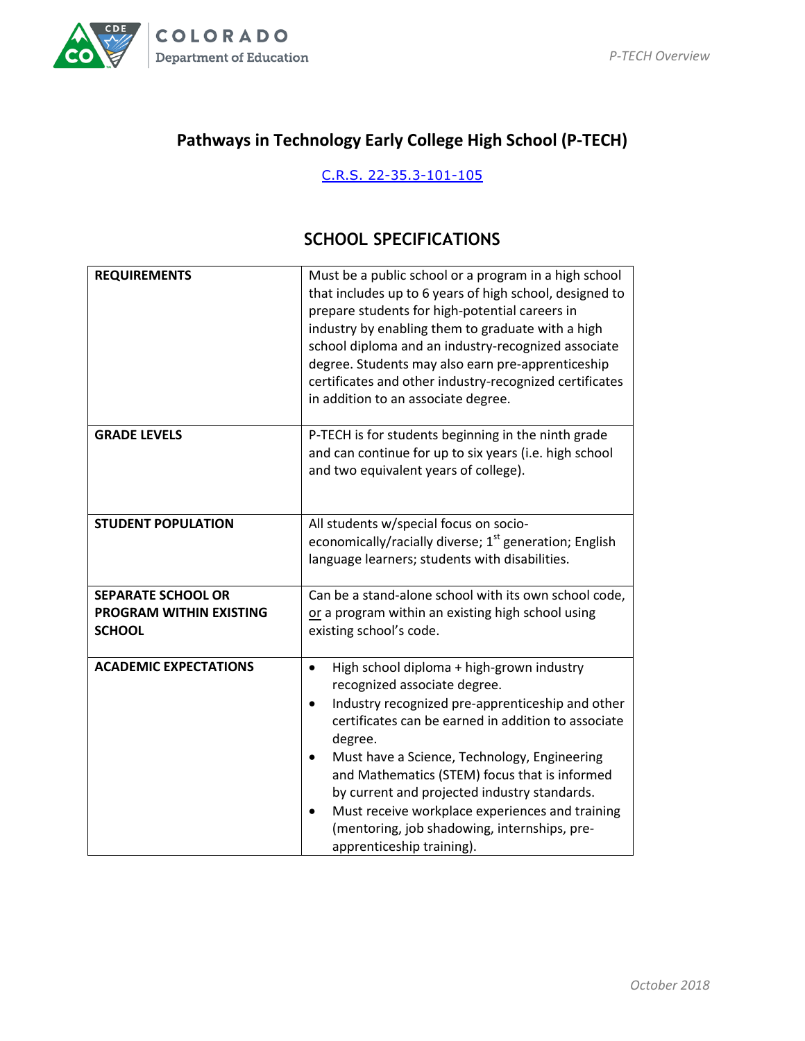# Pathways in Technology Early College High School (P-TECH)

C.R.S. 22-35.3-101-105

## SCHOOL SPECIFICATIONS

| | |
|---|---|
| **REQUIREMENTS** | Must be a public school or a program in a high school that includes up to 6 years of high school, designed to prepare students for high-potential careers in industry by enabling them to graduate with a high school diploma and an industry-recognized associate degree. Students may also earn pre-apprenticeship certificates and other industry-recognized certificates in addition to an associate degree. |
| **GRADE LEVELS** | P-TECH is for students beginning in the ninth grade and can continue for up to six years (i.e. high school and two equivalent years of college). |
| **STUDENT POPULATION** | All students w/special focus on socio-economically/racially diverse; 1st generation; English language learners; students with disabilities. |
| **SEPARATE SCHOOL OR PROGRAM WITHIN EXISTING SCHOOL** | Can be a stand-alone school with its own school code, or a program within an existing high school using existing school's code. |
| **ACADEMIC EXPECTATIONS** | • High school diploma + high-grown industry recognized associate degree.<br>• Industry recognized pre-apprenticeship and other certificates can be earned in addition to associate degree.<br>• Must have a Science, Technology, Engineering and Mathematics (STEM) focus that is informed by current and projected industry standards.<br>• Must receive workplace experiences and training (mentoring, job shadowing, internships, pre-apprenticeship training). |

*October 2018*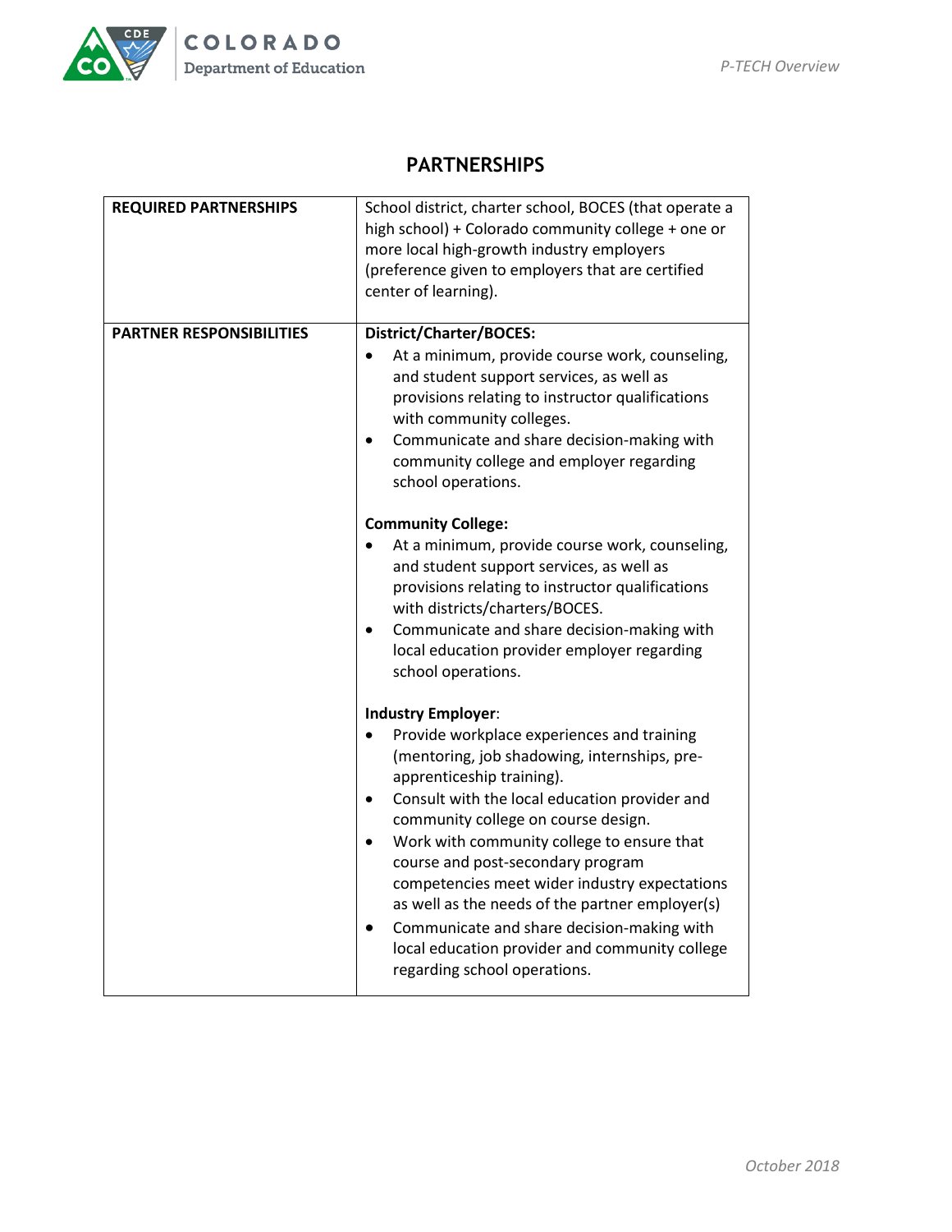## PARTNERSHIPS

| | |
|---|---|
| **REQUIRED PARTNERSHIPS** | School district, charter school, BOCES (that operate a high school) + Colorado community college + one or more local high-growth industry employers (preference given to employers that are certified center of learning). |
| **PARTNER RESPONSIBILITIES** | **District/Charter/BOCES:**<br>• At a minimum, provide course work, counseling, and student support services, as well as provisions relating to instructor qualifications with community colleges.<br>• Communicate and share decision-making with community college and employer regarding school operations.<br><br>**Community College:**<br>• At a minimum, provide course work, counseling, and student support services, as well as provisions relating to instructor qualifications with districts/charters/BOCES.<br>• Communicate and share decision-making with local education provider employer regarding school operations.<br><br>**Industry Employer**:<br>• Provide workplace experiences and training (mentoring, job shadowing, internships, pre-apprenticeship training).<br>• Consult with the local education provider and community college on course design.<br>• Work with community college to ensure that course and post-secondary program competencies meet wider industry expectations as well as the needs of the partner employer(s)<br>• Communicate and share decision-making with local education provider and community college regarding school operations. |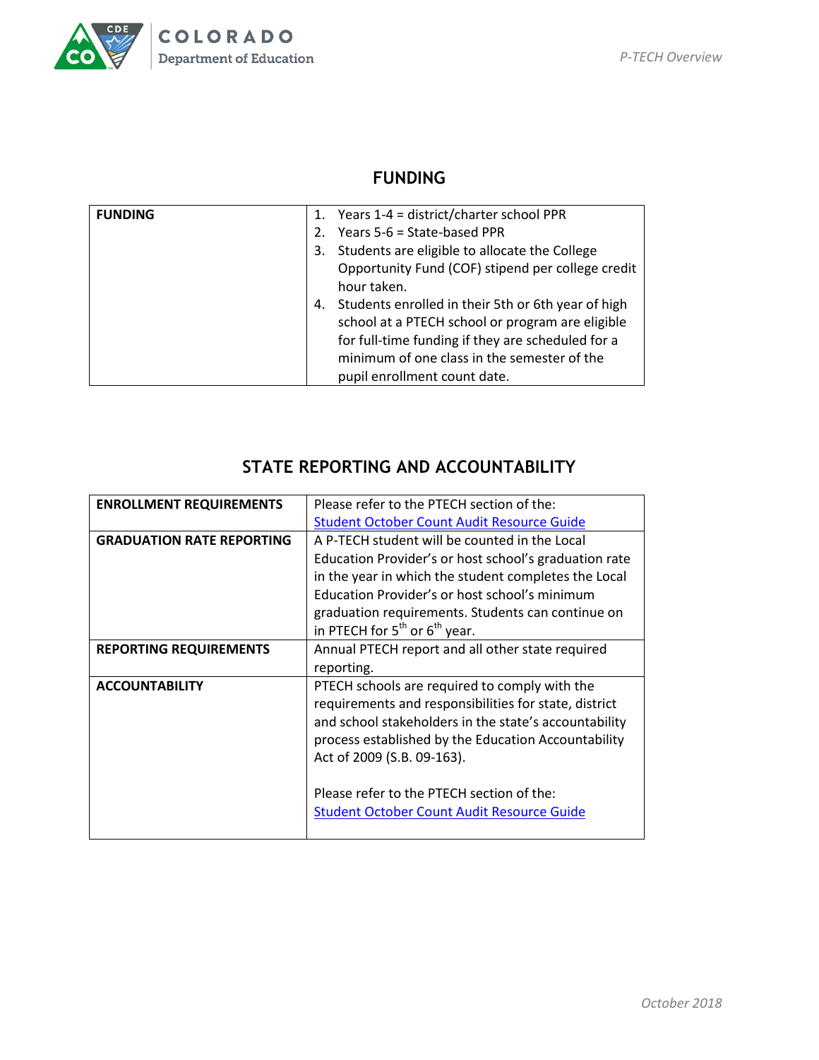## FUNDING

| FUNDING | 1. Years 1-4 = district/charter school PPR<br>2. Years 5-6 = State-based PPR<br>3. Students are eligible to allocate the College Opportunity Fund (COF) stipend per college credit hour taken.<br>4. Students enrolled in their 5th or 6th year of high school at a PTECH school or program are eligible for full-time funding if they are scheduled for a minimum of one class in the semester of the pupil enrollment count date. |
|---|---|

## STATE REPORTING AND ACCOUNTABILITY

| ENROLLMENT REQUIREMENTS | Please refer to the PTECH section of the: [Student October Count Audit Resource Guide] |
|---|---|
| **GRADUATION RATE REPORTING** | A P-TECH student will be counted in the Local Education Provider's or host school's graduation rate in the year in which the student completes the Local Education Provider's or host school's minimum graduation requirements. Students can continue on in PTECH for 5th or 6th year. |
| **REPORTING REQUIREMENTS** | Annual PTECH report and all other state required reporting. |
| **ACCOUNTABILITY** | PTECH schools are required to comply with the requirements and responsibilities for state, district and school stakeholders in the state's accountability process established by the Education Accountability Act of 2009 (S.B. 09-163).<br><br>Please refer to the PTECH section of the: [Student October Count Audit Resource Guide] |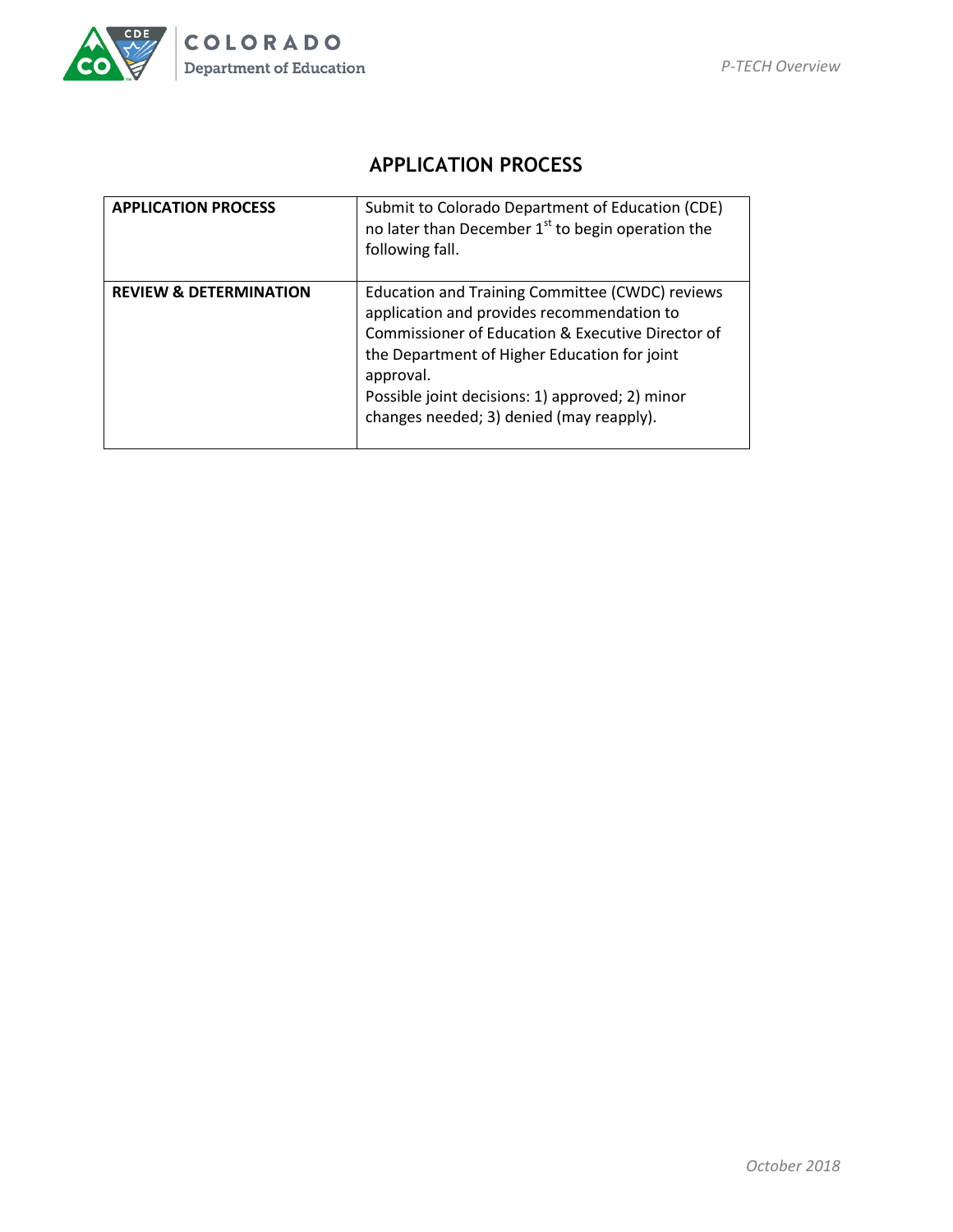## APPLICATION PROCESS

| | |
|---|---|
| **APPLICATION PROCESS** | Submit to Colorado Department of Education (CDE) no later than December 1st to begin operation the following fall. |
| **REVIEW & DETERMINATION** | Education and Training Committee (CWDC) reviews application and provides recommendation to Commissioner of Education & Executive Director of the Department of Higher Education for joint approval.<br>Possible joint decisions: 1) approved; 2) minor changes needed; 3) denied (may reapply). |